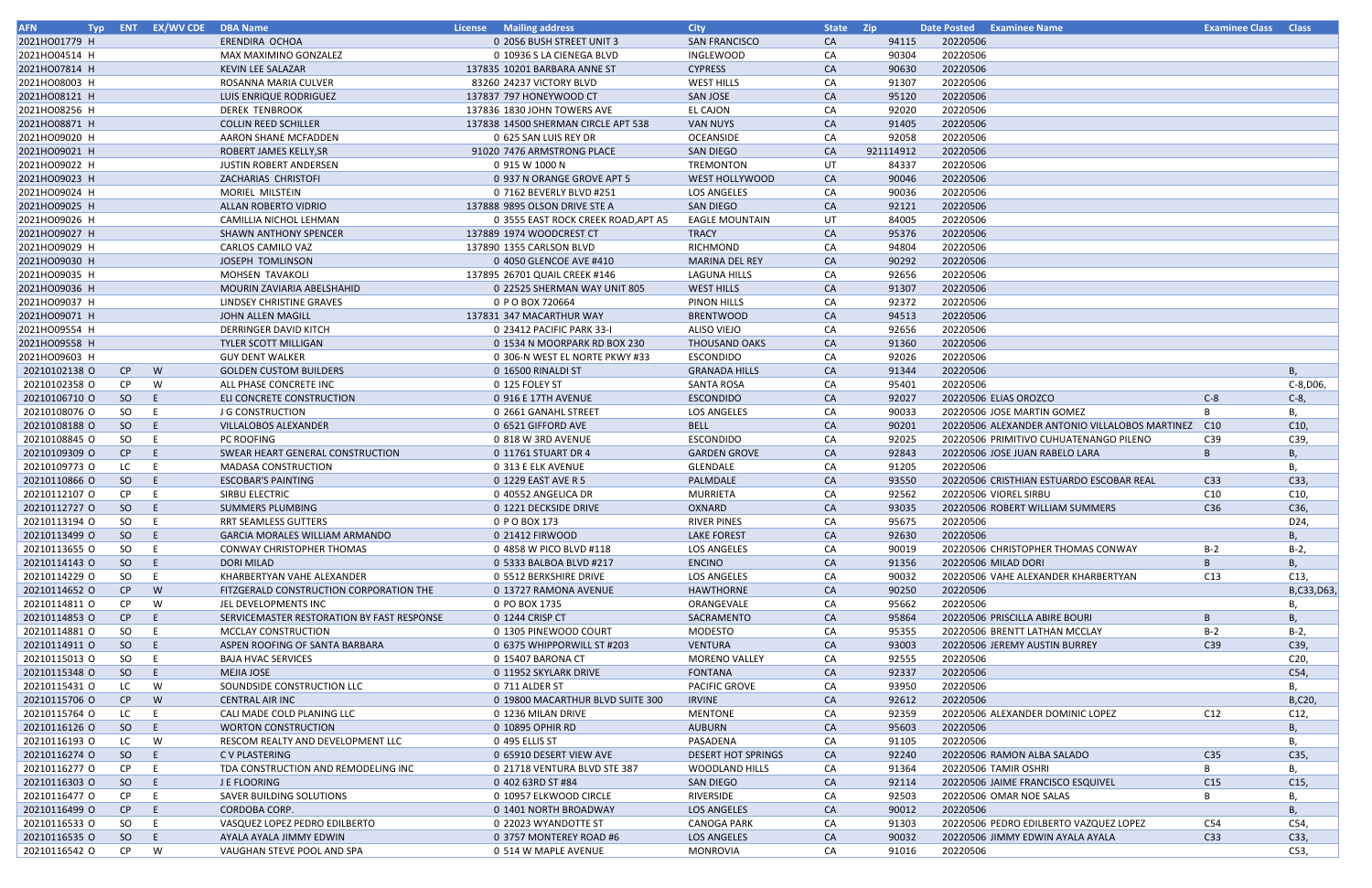| AFN | Typ | ENT | EX/WV CDE | DBA Name | License | Mailing address | City | State | Zip | Date Posted | Examinee Name | Examinee Class | Class |
|---|---|---|---|---|---|---|---|---|---|---|---|---|---|
| 2021H001779 | H | | | ERENDIRA OCHOA | 0 | 2056 BUSH STREET UNIT 3 | SAN FRANCISCO | CA | 94115 | 20220506 | | | |
| 2021H004514 | H | | | MAX MAXIMINO GONZALEZ | 0 | 10936 S LA CIENEGA BLVD | INGLEWOOD | CA | 90304 | 20220506 | | | |
| 2021H007814 | H | | | KEVIN LEE SALAZAR | 137835 | 10201 BARBARA ANNE ST | CYPRESS | CA | 90630 | 20220506 | | | |
| 2021H008003 | H | | | ROSANNA MARIA CULVER | 83260 | 24237 VICTORY BLVD | WEST HILLS | CA | 91307 | 20220506 | | | |
| 2021H008121 | H | | | LUIS ENRIQUE RODRIGUEZ | 137837 | 797 HONEYWOOD CT | SAN JOSE | CA | 95120 | 20220506 | | | |
| 2021H008256 | H | | | DEREK TENBROOK | 137836 | 1830 JOHN TOWERS AVE | EL CAJON | CA | 92020 | 20220506 | | | |
| 2021H008871 | H | | | COLLIN REED SCHILLER | 137838 | 14500 SHERMAN CIRCLE APT 538 | VAN NUYS | CA | 91405 | 20220506 | | | |
| 2021H009020 | H | | | AARON SHANE MCFADDEN | 0 | 625 SAN LUIS REY DR | OCEANSIDE | CA | 92058 | 20220506 | | | |
| 2021H009021 | H | | | ROBERT JAMES KELLY,SR | 91020 | 7476 ARMSTRONG PLACE | SAN DIEGO | CA | 921114912 | 20220506 | | | |
| 2021H009022 | H | | | JUSTIN ROBERT ANDERSEN | 0 | 915 W 1000 N | TREMONTON | UT | 84337 | 20220506 | | | |
| 2021H009023 | H | | | ZACHARIAS CHRISTOFI | 0 | 937 N ORANGE GROVE APT 5 | WEST HOLLYWOOD | CA | 90046 | 20220506 | | | |
| 2021H009024 | H | | | MORIEL MILSTEIN | 0 | 7162 BEVERLY BLVD #251 | LOS ANGELES | CA | 90036 | 20220506 | | | |
| 2021H009025 | H | | | ALLAN ROBERTO VIDRIO | 137888 | 9895 OLSON DRIVE STE A | SAN DIEGO | CA | 92121 | 20220506 | | | |
| 2021H009026 | H | | | CAMILLIA NICHOL LEHMAN | 0 | 3555 EAST ROCK CREEK ROAD,APT A5 | EAGLE MOUNTAIN | UT | 84005 | 20220506 | | | |
| 2021H009027 | H | | | SHAWN ANTHONY SPENCER | 137889 | 1974 WOODCREST CT | TRACY | CA | 95376 | 20220506 | | | |
| 2021H009029 | H | | | CARLOS CAMILO VAZ | 137890 | 1355 CARLSON BLVD | RICHMOND | CA | 94804 | 20220506 | | | |
| 2021H009030 | H | | | JOSEPH TOMLINSON | 0 | 4050 GLENCOE AVE #410 | MARINA DEL REY | CA | 90292 | 20220506 | | | |
| 2021H009035 | H | | | MOHSEN TAVAKOLI | 137895 | 26701 QUAIL CREEK #146 | LAGUNA HILLS | CA | 92656 | 20220506 | | | |
| 2021H009036 | H | | | MOURIN ZAVIARIA ABELSHAHID | 0 | 22525 SHERMAN WAY UNIT 805 | WEST HILLS | CA | 91307 | 20220506 | | | |
| 2021H009037 | H | | | LINDSEY CHRISTINE GRAVES | 0 | P O BOX 720664 | PINON HILLS | CA | 92372 | 20220506 | | | |
| 2021H009071 | H | | | JOHN ALLEN MAGILL | 137831 | 347 MACARTHUR WAY | BRENTWOOD | CA | 94513 | 20220506 | | | |
| 2021H009554 | H | | | DERRINGER DAVID KITCH | 0 | 23412 PACIFIC PARK 33-I | ALISO VIEJO | CA | 92656 | 20220506 | | | |
| 2021H009558 | H | | | TYLER SCOTT MILLIGAN | 0 | 1534 N MOORPARK RD BOX 230 | THOUSAND OAKS | CA | 91360 | 20220506 | | | |
| 2021H009603 | H | | | GUY DENT WALKER | 0 | 306-N WEST EL NORTE PKWY #33 | ESCONDIDO | CA | 92026 | 20220506 | | | |
| 20210102138 | O | CP | W | GOLDEN CUSTOM BUILDERS | 0 | 16500 RINALDI ST | GRANADA HILLS | CA | 91344 | 20220506 | | | B, |
| 20210102358 | O | CP | W | ALL PHASE CONCRETE INC | 0 | 125 FOLEY ST | SANTA ROSA | CA | 95401 | 20220506 | | | C-8,D06, |
| 20210106710 | O | SO | E | ELI CONCRETE CONSTRUCTION | 0 | 916 E 17TH AVENUE | ESCONDIDO | CA | 92027 | 20220506 | ELIAS OROZCO | C-8 | C-8, |
| 20210108076 | O | SO | E | J G CONSTRUCTION | 0 | 2661 GANAHL STREET | LOS ANGELES | CA | 90033 | 20220506 | JOSE MARTIN GOMEZ | B | B, |
| 20210108188 | O | SO | E | VILLALOBOS ALEXANDER | 0 | 6521 GIFFORD AVE | BELL | CA | 90201 | 20220506 | ALEXANDER ANTONIO VILLALOBOS MARTINEZ | C10 | C10, |
| 20210108845 | O | SO | E | PC ROOFING | 0 | 818 W 3RD AVENUE | ESCONDIDO | CA | 92025 | 20220506 | PRIMITIVO CUHUATENANGO PILENO | C39 | C39, |
| 20210109309 | O | CP | E | SWEAR HEART GENERAL CONSTRUCTION | 0 | 11761 STUART DR 4 | GARDEN GROVE | CA | 92843 | 20220506 | JOSE JUAN RABELO LARA | B | B, |
| 20210109773 | O | LC | E | MADASA CONSTRUCTION | 0 | 313 E ELK AVENUE | GLENDALE | CA | 91205 | 20220506 | | | B, |
| 20210110866 | O | SO | E | ESCOBAR'S PAINTING | 0 | 1229 EAST AVE R 5 | PALMDALE | CA | 93550 | 20220506 | CRISTHIAN ESTUARDO ESCOBAR REAL | C33 | C33, |
| 20210112107 | O | CP | E | SIRBU ELECTRIC | 0 | 40552 ANGELICA DR | MURRIETA | CA | 92562 | 20220506 | VIOREL SIRBU | C10 | C10, |
| 20210112727 | O | SO | E | SUMMERS PLUMBING | 0 | 1221 DECKSIDE DRIVE | OXNARD | CA | 93035 | 20220506 | ROBERT WILLIAM SUMMERS | C36 | C36, |
| 20210113194 | O | SO | E | RRT SEAMLESS GUTTERS | 0 | P O BOX 173 | RIVER PINES | CA | 95675 | 20220506 | | | D24, |
| 20210113499 | O | SO | E | GARCIA MORALES WILLIAM ARMANDO | 0 | 21412 FIRWOOD | LAKE FOREST | CA | 92630 | 20220506 | | | B, |
| 20210113655 | O | SO | E | CONWAY CHRISTOPHER THOMAS | 0 | 4858 W PICO BLVD #118 | LOS ANGELES | CA | 90019 | 20220506 | CHRISTOPHER THOMAS CONWAY | B-2 | B-2, |
| 20210114143 | O | SO | E | DORI MILAD | 0 | 5333 BALBOA BLVD #217 | ENCINO | CA | 91356 | 20220506 | MILAD DORI | B | B, |
| 20210114229 | O | SO | E | KHARBERTYAN VAHE ALEXANDER | 0 | 5512 BERKSHIRE DRIVE | LOS ANGELES | CA | 90032 | 20220506 | VAHE ALEXANDER KHARBERTYAN | C13 | C13, |
| 20210114652 | O | CP | W | FITZGERALD CONSTRUCTION CORPORATION THE | 0 | 13727 RAMONA AVENUE | HAWTHORNE | CA | 90250 | 20220506 | | | B,C33,D63, |
| 20210114811 | O | CP | W | JEL DEVELOPMENTS INC | 0 | PO BOX 1735 | ORANGEVALE | CA | 95662 | 20220506 | | | B, |
| 20210114853 | O | CP | E | SERVICEMASTER RESTORATION BY FAST RESPONSE | 0 | 1244 CRISP CT | SACRAMENTO | CA | 95864 | 20220506 | PRISCILLA ABIRE BOURI | B | B, |
| 20210114881 | O | SO | E | MCCLAY CONSTRUCTION | 0 | 1305 PINEWOOD COURT | MODESTO | CA | 95355 | 20220506 | BRENTT LATHAN MCCLAY | B-2 | B-2, |
| 20210114911 | O | SO | E | ASPEN ROOFING OF SANTA BARBARA | 0 | 6375 WHIPPORWILL ST #203 | VENTURA | CA | 93003 | 20220506 | JEREMY AUSTIN BURREY | C39 | C39, |
| 20210115013 | O | SO | E | BAJA HVAC SERVICES | 0 | 15407 BARONA CT | MORENO VALLEY | CA | 92555 | 20220506 | | | C20, |
| 20210115348 | O | SO | E | MEJIA JOSE | 0 | 11952 SKYLARK DRIVE | FONTANA | CA | 92337 | 20220506 | | | C54, |
| 20210115431 | O | LC | W | SOUNDSIDE CONSTRUCTION LLC | 0 | 711 ALDER ST | PACIFIC GROVE | CA | 93950 | 20220506 | | | B, |
| 20210115706 | O | CP | W | CENTRAL AIR INC | 0 | 19800 MACARTHUR BLVD SUITE 300 | IRVINE | CA | 92612 | 20220506 | | | B,C20, |
| 20210115764 | O | LC | E | CALI MADE COLD PLANING LLC | 0 | 1236 MILAN DRIVE | MENTONE | CA | 92359 | 20220506 | ALEXANDER DOMINIC LOPEZ | C12 | C12, |
| 20210116126 | O | SO | E | WORTON CONSTRUCTION | 0 | 10895 OPHIR RD | AUBURN | CA | 95603 | 20220506 | | | B, |
| 20210116193 | O | LC | W | RESCOM REALTY AND DEVELOPMENT LLC | 0 | 495 ELLIS ST | PASADENA | CA | 91105 | 20220506 | | | B, |
| 20210116274 | O | SO | E | C V PLASTERING | 0 | 65910 DESERT VIEW AVE | DESERT HOT SPRINGS | CA | 92240 | 20220506 | RAMON ALBA SALADO | C35 | C35, |
| 20210116277 | O | CP | E | TDA CONSTRUCTION AND REMODELING INC | 0 | 21718 VENTURA BLVD STE 387 | WOODLAND HILLS | CA | 91364 | 20220506 | TAMIR OSHRI | B | B, |
| 20210116303 | O | SO | E | J E FLOORING | 0 | 402 63RD ST #84 | SAN DIEGO | CA | 92114 | 20220506 | JAIME FRANCISCO ESQUIVEL | C15 | C15, |
| 20210116477 | O | CP | E | SAVER BUILDING SOLUTIONS | 0 | 10957 ELKWOOD CIRCLE | RIVERSIDE | CA | 92503 | 20220506 | OMAR NOE SALAS | B | B, |
| 20210116499 | O | CP | E | CORDOBA CORP. | 0 | 1401 NORTH BROADWAY | LOS ANGELES | CA | 90012 | 20220506 | | | B, |
| 20210116533 | O | SO | E | VASQUEZ LOPEZ PEDRO EDILBERTO | 0 | 22023 WYANDOTTE ST | CANOGA PARK | CA | 91303 | 20220506 | PEDRO EDILBERTO VAZQUEZ LOPEZ | C54 | C54, |
| 20210116535 | O | SO | E | AYALA AYALA JIMMY EDWIN | 0 | 3757 MONTEREY ROAD #6 | LOS ANGELES | CA | 90032 | 20220506 | JIMMY EDWIN AYALA AYALA | C33 | C33, |
| 20210116542 | O | CP | W | VAUGHAN STEVE POOL AND SPA | 0 | 514 W MAPLE AVENUE | MONROVIA | CA | 91016 | 20220506 | | | C53, |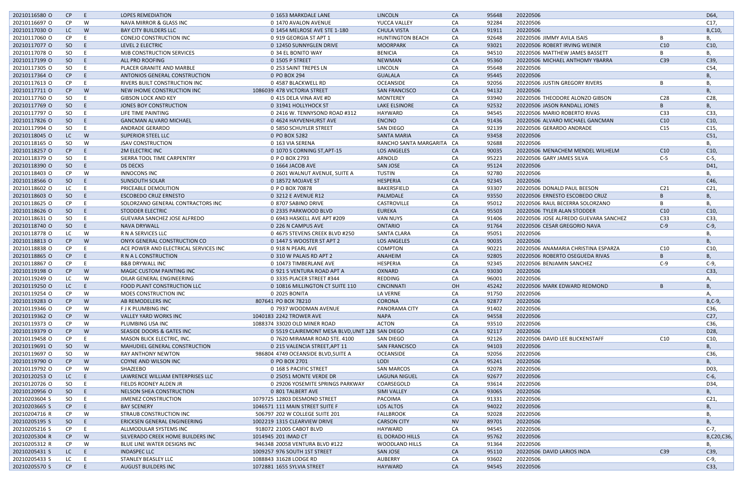| | | | | | | | | | | | | |
|---|---|---|---|---|---|---|---|---|---|---|---|---|
| 20210116580 O | CP | E | LOPES REMEDIATION | 0 | 1653 MARKDALE LANE | LINCOLN | CA | 95648 | 20220506 | | | D64, |
| 20210116697 O | CP | W | NAVA MIRROR & GLASS INC | 0 | 1470 AVALON AVENUE | YUCCA VALLEY | CA | 92284 | 20220506 | | | C17, |
| 20210117030 O | LC | W | BAY CITY BUILDERS LLC | 0 | 1454 MELROSE AVE STE 1-180 | CHULA VISTA | CA | 91911 | 20220506 | | | B,C10, |
| 20210117060 O | CP | E | CONEJO CONSTRUCTION INC | 0 | 919 GEORGIA ST APT 1 | HUNTINGTON BEACH | CA | 92648 | 20220506 | JIMMY AVILA ISAIS | B | B, |
| 20210117077 O | SO | E | LEVEL 2 ELECTRIC | 0 | 12450 SUNNYGLEN DRIVE | MOORPARK | CA | 93021 | 20220506 | ROBERT IRVING WEINER | C10 | C10, |
| 20210117078 O | SO | E | MJB CONSTRUCTION SERVICES | 0 | 34 EL BONITO WAY | BENICIA | CA | 94510 | 20220506 | MATTHEW JAMES BASSETT | B | B, |
| 20210117199 O | SO | E | ALL PRO ROOFING | 0 | 1505 P STREET | NEWMAN | CA | 95360 | 20220506 | MICHAEL ANTHOMY YBARRA | C39 | C39, |
| 20210117305 O | SO | E | PLACER GRANITE AND MARBLE | 0 | 253 SAINT TREPES LN | LINCOLN | CA | 95648 | 20220506 | | | C54, |
| 20210117364 O | CP | E | ANTONIOS GENERAL CONSTRUCTION | 0 | PO BOX 294 | GUALALA | CA | 95445 | 20220506 | | | B, |
| 20210117613 O | CP | E | RIVERS BUILT CONSTRUCTION INC | 0 | 4587 BLACKWELL RD | OCEANSIDE | CA | 92056 | 20220506 | JUSTIN GREGORY RIVERS | B | B, |
| 20210117711 O | CP | W | NEW IHOME CONSTRUCTION INC | 1086039 | 478 VICTORIA STREET | SAN FRANCISCO | CA | 94132 | 20220506 | | | B, |
| 20210117760 O | SO | E | GIBSON LOCK AND KEY | 0 | 415 DELA VINA AVE #D | MONTEREY | CA | 93940 | 20220506 | THEODORE ALONZO GIBSON | C28 | C28, |
| 20210117769 O | SO | E | JONES BOY CONSTRUCTION | 0 | 31941 HOLLYHOCK ST | LAKE ELSINORE | CA | 92532 | 20220506 | JASON RANDALL JONES | B | B, |
| 20210117797 O | SO | E | LIFE TIME PAINTING | 0 | 2416 W. TENNYSOND ROAD #312 | HAYWARD | CA | 94545 | 20220506 | MARIO ROBERTO RIVAS | C33 | C33, |
| 20210117826 O | SO | E | GANCMAN ALVARO MICHAEL | 0 | 4624 HAYVENHURST AVE | ENCINO | CA | 91436 | 20220506 | ALVARO MICHAEL GANCMAN | C10 | C10, |
| 20210117994 O | SO | E | ANDRADE GERARDO | 0 | 5850 SCHUYLER STREET | SAN DIEGO | CA | 92139 | 20220506 | GERARDO ANDRADE | C15 | C15, |
| 20210118045 O | LC | W | SUPERIOR STEEL LLC | 0 | PO BOX 5282 | SANTA MARIA | CA | 93458 | 20220506 | | | C51, |
| 20210118165 O | SO | W | JSAV CONSTRUCTION | 0 | 163 VIA SERENA | RANCHO SANTA MARGARITA | CA | 92688 | 20220506 | | | B, |
| 20210118257 O | CP | E | 2M ELECTRIC INC | 0 | 1070 S CORNING ST,APT-15 | LOS ANGELES | CA | 90035 | 20220506 | MENACHEM MENDEL WILHELM | C10 | C10, |
| 20210118379 O | SO | E | SIERRA TOOL TIME CARPENTRY | 0 | P O BOX 2793 | ARNOLD | CA | 95223 | 20220506 | GARY JAMES SILVA | C-5 | C-5, |
| 20210118390 O | SO | E | DS DECKS | 0 | 1664 JACOB AVE | SAN JOSE | CA | 95124 | 20220506 | | | D41, |
| 20210118403 O | CP | W | INNOCONS INC | 0 | 2601 WALNUT AVENUE, SUITE A | TUSTIN | CA | 92780 | 20220506 | | | B, |
| 20210118566 O | SO | E | SUNSOUTH SOLAR | 0 | 18572 MOJAVE ST | HESPERIA | CA | 92345 | 20220506 | | | C46, |
| 20210118602 O | LC | E | PRICEABLE DEMOLITION | 0 | P O BOX 70878 | BAKERSFIELD | CA | 93307 | 20220506 | DONALD PAUL BEESON | C21 | C21, |
| 20210118603 O | SO | E | ESCOBEDO CRUZ ERNESTO | 0 | 3212 E AVENUE R12 | PALMDALE | CA | 93550 | 20220506 | ERNESTO ESCOBEDO CRUZ | B | B, |
| 20210118625 O | CP | E | SOLORZANO GENERAL CONTRACTORS INC | 0 | 8707 SABINO DRIVE | CASTROVILLE | CA | 95012 | 20220506 | RAUL BECERRA SOLORZANO | B | B, |
| 20210118626 O | SO | E | STODDER ELECTRIC | 0 | 2335 PARKWOOD BLVD | EUREKA | CA | 95503 | 20220506 | TYLER ALAN STODDER | C10 | C10, |
| 20210118631 O | SO | E | GUEVARA SANCHEZ JOSE ALFREDO | 0 | 6943 HASKELL AVE APT #209 | VAN NUYS | CA | 91406 | 20220506 | JOSE ALFREDO GUEVARA SANCHEZ | C33 | C33, |
| 20210118740 O | SO | E | NAVA DRYWALL | 0 | 226 N CAMPUS AVE | ONTARIO | CA | 91764 | 20220506 | CESAR GREGORIO NAVA | C-9 | C-9, |
| 20210118778 O | LC | W | R N A SERVICES LLC | 0 | 4675 STEVENS CREEK BLVD #250 | SANTA CLARA | CA | 95051 | 20220506 | | | B, |
| 20210118813 O | CP | W | ONYX GENERAL CONSTRUCTION CO | 0 | 1447 S WOOSTER ST APT 2 | LOS ANGELES | CA | 90035 | 20220506 | | | B, |
| 20210118838 O | CP | E | ACE POWER AND ELECTRICAL SERVICES INC | 0 | 918 N PEARL AVE | COMPTON | CA | 90221 | 20220506 | ANAMARIA CHRISTINA ESPARZA | C10 | C10, |
| 20210118865 O | CP | E | R N A L CONSTRUCTION | 0 | 310 W PALAIS RD APT 2 | ANAHEIM | CA | 92805 | 20220506 | ROBERTO OSEGUEDA RIVAS | B | B, |
| 20210118867 O | CP | E | B&B DRYWALL INC | 0 | 10473 TIMBERLANE AVE | HESPERIA | CA | 92345 | 20220506 | BENJAMIN SANCHEZ | C-9 | C-9, |
| 20210119198 O | CP | W | MAGIC CUSTOM PAINTING INC | 0 | 921 S VENTURA ROAD APT A | OXNARD | CA | 93030 | 20220506 | | | C33, |
| 20210119249 O | LC | W | OILAR GENERAL ENGINEERING | 0 | 3335 PLACER STREET #344 | REDDING | CA | 96001 | 20220506 | | | A, |
| 20210119250 O | LC | E | FOOD PLANT CONSTRUCTION LLC | 0 | 10816 MILLINGTON CT SUITE 110 | CINCINNATI | OH | 45242 | 20220506 | MARK EDWARD REDMOND | B | B, |
| 20210119254 O | CP | W | MOES CONSTRUCTION INC | 0 | 2025 BONITA | LA VERNE | CA | 91750 | 20220506 | | | A, |
| 20210119283 O | CP | W | AB REMODELERS INC | 807641 | PO BOX 78210 | CORONA | CA | 92877 | 20220506 | | | B,C-9, |
| 20210119346 O | CP | W | F J K PLUMBING INC | 0 | 7937 WOODMAN AVENUE | PANORAMA CITY | CA | 91402 | 20220506 | | | C36, |
| 20210119362 O | CP | W | VALLEY YARD WORKS INC | 1040183 | 2242 TROWER AVE | NAPA | CA | 94558 | 20220506 | | | C27, |
| 20210119373 O | CP | W | PLUMBING USA INC | 1088374 | 33020 OLD MINER ROAD | ACTON | CA | 93510 | 20220506 | | | C36, |
| 20210119379 O | CP | W | SEASIDE DOORS & GATES INC | 0 | 5519 CLAIREMONT MESA BLVD,UNIT 128 | SAN DIEGO | CA | 92117 | 20220506 | | | D28, |
| 20210119458 O | CP | E | MASON BLICK ELECTRIC, INC. | 0 | 7620 MIRAMAR ROAD STE. 4100 | SAN DIEGO | CA | 92126 | 20220506 | DAVID LEE BLICKENSTAFF | C10 | C10, |
| 20210119691 O | SO | W | MAHUDIEL GENERAL CONSTRUCTION | 0 | 215 VALENCIA STREET,APT 11 | SAN FRANCISCO | CA | 94103 | 20220506 | | | B, |
| 20210119697 O | SO | W | RAY ANTHONY NEWTON | 986804 | 4749 OCEANSIDE BLVD,SUITE A | OCEANSIDE | CA | 92056 | 20220506 | | | C36, |
| 20210119790 O | CP | W | COYNE AND WILSON INC | 0 | PO BOX 2701 | LODI | CA | 95241 | 20220506 | | | B, |
| 20210119792 O | CP | W | SHAZEEBO | 0 | 168 S PACIFIC STREET | SAN MARCOS | CA | 92078 | 20220506 | | | D03, |
| 20210120253 O | LC | E | LAWRENCE WILLIAM ENTERPRISES LLC | 0 | 25051 MONTE VERDE DR | LAGUNA NIGUEL | CA | 92677 | 20220506 | | | C-6, |
| 20210120726 O | SO | E | FIELDS RODNEY ALDEN JR | 0 | 29206 YOSEMITE SPRINGS PARKWAY | COARSEGOLD | CA | 93614 | 20220506 | | | D34, |
| 20210120956 O | SO | E | NELSON SHEA CONSTRUCTION | 0 | 801 TALBERT AVE | SIMI VALLEY | CA | 93065 | 20220506 | | | B, |
| 20210203604 S | SO | E | JIMENEZ CONSTRUCTION | 1079725 | 12803 DESMOND STREET | PACOIMA | CA | 91331 | 20220506 | | | C21, |
| 20210203665 S | CP | E | BAY SCENERY | 1046571 | 111 MAIN STREET SUITE F | LOS ALTOS | CA | 94022 | 20220506 | | | B, |
| 20210204716 R | CP | W | STRAUB CONSTRUCTION INC | 506797 | 202 W COLLEGE SUITE 201 | FALLBROOK | CA | 92028 | 20220506 | | | B, |
| 20210205195 S | SO | E | ERICKSEN GENERAL ENGINEERING | 1002219 | 1315 CLEARVIEW DRIVE | CARSON CITY | NV | 89701 | 20220506 | | | B, |
| 20210205216 S | CP | E | ALLMODULAR SYSTEMS INC | 918072 | 21005 CABOT BLVD | HAYWARD | CA | 94545 | 20220506 | | | C-7, |
| 20210205304 R | CP | W | SILVERADO CREEK HOME BUILDERS INC | 1014945 | 201 IMAD CT | EL DORADO HILLS | CA | 95762 | 20220506 | | | B,C20,C36, |
| 20210205312 R | CP | W | BLUE LINE WATER DESIGNS INC | 946348 | 20058 VENTURA BLVD #122 | WOODLAND HILLS | CA | 91364 | 20220506 | | | B, |
| 20210205431 S | LC | E | INDASPEC LLC | 1009257 | 976 SOUTH 1ST STREET | SAN JOSE | CA | 95110 | 20220506 | DAVID LARIOS INDA | C39 | C39, |
| 20210205433 S | LC | E | STANLEY BEASLEY LLC | 1088843 | 31628 LODGE RD | AUBERRY | CA | 93602 | 20220506 | | | C-9, |
| 20210205570 S | CP | E | AUGUST BUILDERS INC | 1072881 | 1655 SYLVIA STREET | HAYWARD | CA | 94545 | 20220506 | | | C33, |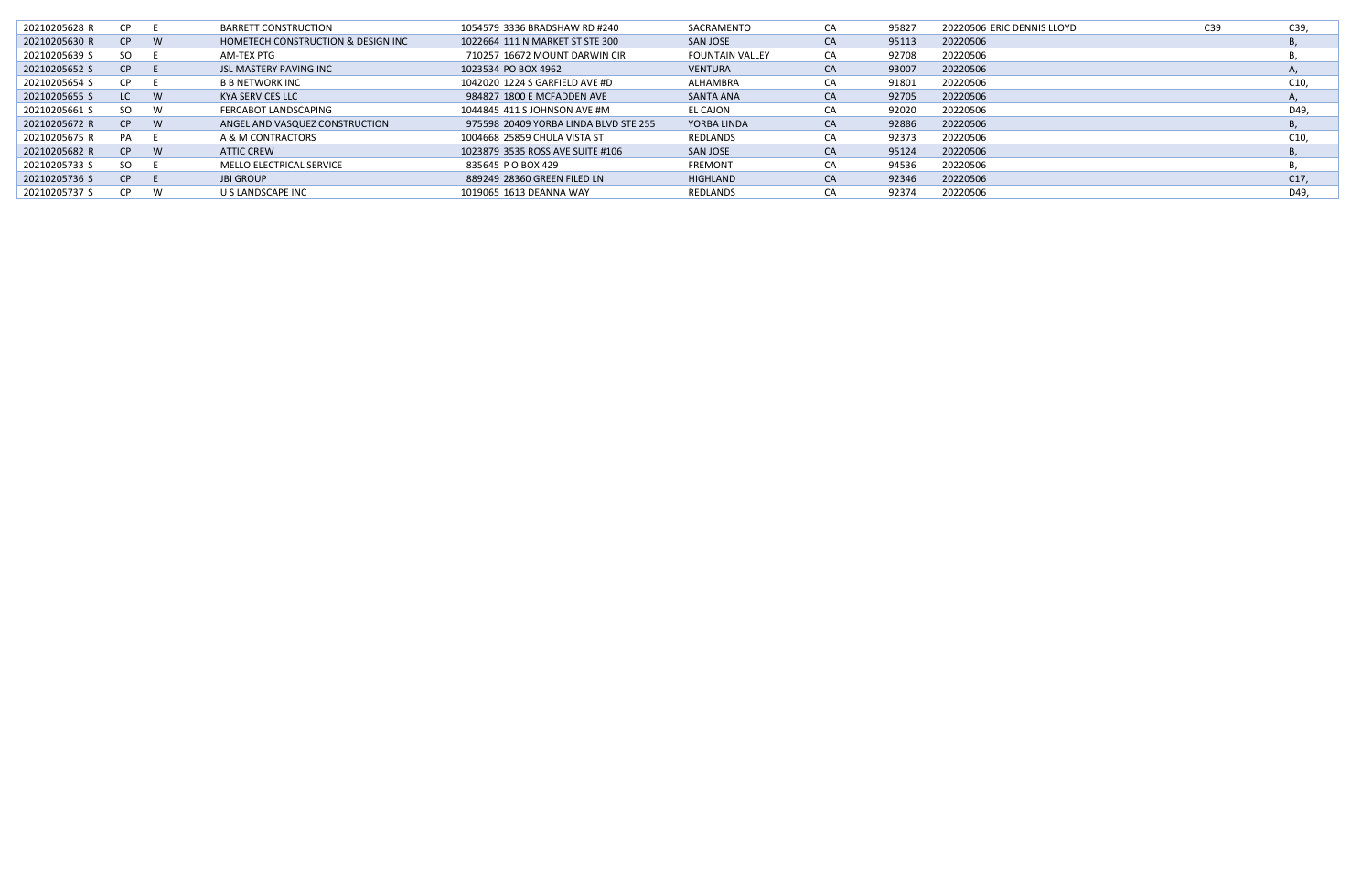| | | | | | | | | | | | |
|---|---|---|---|---|---|---|---|---|---|---|---|
| 20210205628 R | CP | E | BARRETT CONSTRUCTION | 1054579 3336 BRADSHAW RD #240 | SACRAMENTO | CA | 95827 | 20220506 ERIC DENNIS LLOYD | C39 | C39, |
| 20210205630 R | CP | W | HOMETECH CONSTRUCTION & DESIGN INC | 1022664 111 N MARKET ST STE 300 | SAN JOSE | CA | 95113 | 20220506 | | B, |
| 20210205639 S | SO | E | AM-TEX PTG | 710257 16672 MOUNT DARWIN CIR | FOUNTAIN VALLEY | CA | 92708 | 20220506 | | B, |
| 20210205652 S | CP | E | JSL MASTERY PAVING INC | 1023534 PO BOX 4962 | VENTURA | CA | 93007 | 20220506 | | A, |
| 20210205654 S | CP | E | B B NETWORK INC | 1042020 1224 S GARFIELD AVE #D | ALHAMBRA | CA | 91801 | 20220506 | | C10, |
| 20210205655 S | LC | W | KYA SERVICES LLC | 984827 1800 E MCFADDEN AVE | SANTA ANA | CA | 92705 | 20220506 | | A, |
| 20210205661 S | SO | W | FERCABOT LANDSCAPING | 1044845 411 S JOHNSON AVE #M | EL CAJON | CA | 92020 | 20220506 | | D49, |
| 20210205672 R | CP | W | ANGEL AND VASQUEZ CONSTRUCTION | 975598 20409 YORBA LINDA BLVD STE 255 | YORBA LINDA | CA | 92886 | 20220506 | | B, |
| 20210205675 R | PA | E | A & M CONTRACTORS | 1004668 25859 CHULA VISTA ST | REDLANDS | CA | 92373 | 20220506 | | C10, |
| 20210205682 R | CP | W | ATTIC CREW | 1023879 3535 ROSS AVE SUITE #106 | SAN JOSE | CA | 95124 | 20220506 | | B, |
| 20210205733 S | SO | E | MELLO ELECTRICAL SERVICE | 835645 P O BOX 429 | FREMONT | CA | 94536 | 20220506 | | B, |
| 20210205736 S | CP | E | JBI GROUP | 889249 28360 GREEN FILED LN | HIGHLAND | CA | 92346 | 20220506 | | C17, |
| 20210205737 S | CP | W | U S LANDSCAPE INC | 1019065 1613 DEANNA WAY | REDLANDS | CA | 92374 | 20220506 | | D49, |